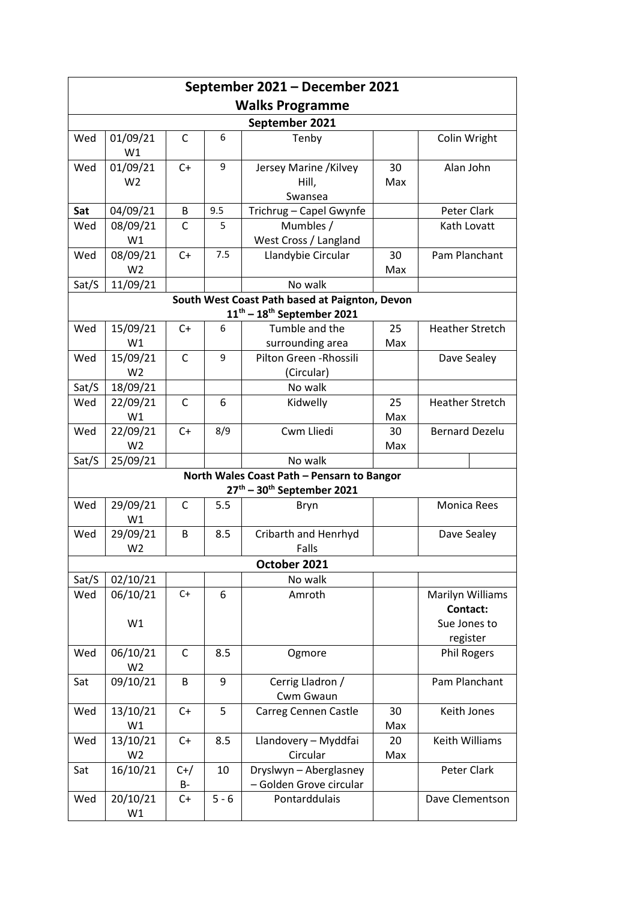# September 2021 – December 2021

## Walks Programme

| | | | | | | |
|---|---|---|---|---|---|---|
| **September 2021** | | | | | | |
| Wed | 01/09/21 W1 | C | 6 | Tenby | | Colin Wright |
| Wed | 01/09/21 W2 | C+ | 9 | Jersey Marine /Kilvey Hill, Swansea | 30 Max | Alan John |
| **Sat** | 04/09/21 | B | 9.5 | Trichrug – Capel Gwynfe | | Peter Clark |
| Wed | 08/09/21 W1 | C | 5 | Mumbles / West Cross / Langland | | Kath Lovatt |
| Wed | 08/09/21 W2 | C+ | 7.5 | Llandybie Circular | 30 Max | Pam Planchant |
| Sat/S | 11/09/21 | | | No walk | | |
| **South West Coast Path based at Paignton, Devon 11th – 18th September 2021** | | | | | | |
| Wed | 15/09/21 W1 | C+ | 6 | Tumble and the surrounding area | 25 Max | Heather Stretch |
| Wed | 15/09/21 W2 | C | 9 | Pilton Green -Rhossili (Circular) | | Dave Sealey |
| Sat/S | 18/09/21 | | | No walk | | |
| Wed | 22/09/21 W1 | C | 6 | Kidwelly | 25 Max | Heather Stretch |
| Wed | 22/09/21 W2 | C+ | 8/9 | Cwm Lliedi | 30 Max | Bernard Dezelu |
| Sat/S | 25/09/21 | | | No walk | | |
| **North Wales Coast Path – Pensarn to Bangor 27th – 30th September 2021** | | | | | | |
| Wed | 29/09/21 W1 | C | 5.5 | Bryn | | Monica Rees |
| Wed | 29/09/21 W2 | B | 8.5 | Cribarth and Henrhyd Falls | | Dave Sealey |
| **October 2021** | | | | | | |
| Sat/S | 02/10/21 | | | No walk | | |
| Wed | 06/10/21 W1 | C+ | 6 | Amroth | | Marilyn Williams **Contact:** Sue Jones to register |
| Wed | 06/10/21 W2 | C | 8.5 | Ogmore | | Phil Rogers |
| Sat | 09/10/21 | B | 9 | Cerrig Lladron / Cwm Gwaun | | Pam Planchant |
| Wed | 13/10/21 W1 | C+ | 5 | Carreg Cennen Castle | 30 Max | Keith Jones |
| Wed | 13/10/21 W2 | C+ | 8.5 | Llandovery – Myddfai Circular | 20 Max | Keith Williams |
| Sat | 16/10/21 | C+/ B- | 10 | Dryslwyn – Aberglasney – Golden Grove circular | | Peter Clark |
| Wed | 20/10/21 W1 | C+ | 5 - 6 | Pontarddulais | | Dave Clementson |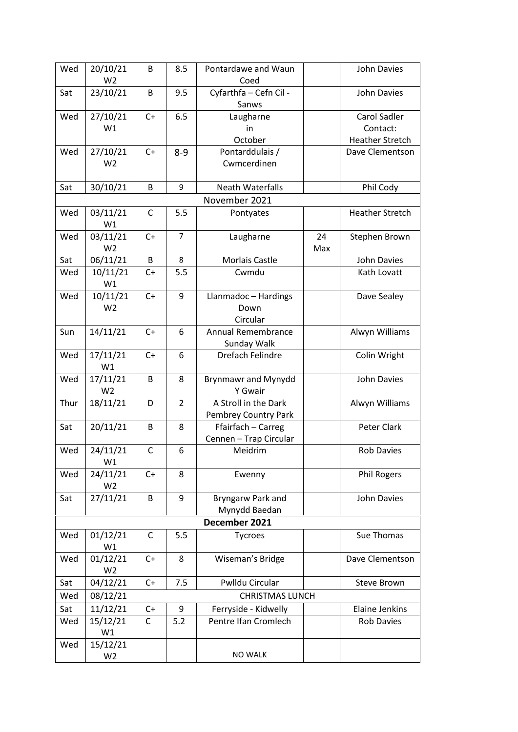| | | | | | | |
|---|---|---|---|---|---|---|
| Wed | 20/10/21 W2 | B | 8.5 | Pontardawe and Waun Coed | | John Davies |
| Sat | 23/10/21 | B | 9.5 | Cyfarthfa – Cefn Cil - Sanws | | John Davies |
| Wed | 27/10/21 W1 | C+ | 6.5 | Laugharne in October | | Carol Sadler Contact: Heather Stretch |
| Wed | 27/10/21 W2 | C+ | 8-9 | Pontarddulais / Cwmcerdinen | | Dave Clementson |
| Sat | 30/10/21 | B | 9 | Neath Waterfalls | | Phil Cody |
| November 2021 | | | | | | |
| Wed | 03/11/21 W1 | C | 5.5 | Pontyates | | Heather Stretch |
| Wed | 03/11/21 W2 | C+ | 7 | Laugharne | 24 Max | Stephen Brown |
| Sat | 06/11/21 | B | 8 | Morlais Castle | | John Davies |
| Wed | 10/11/21 W1 | C+ | 5.5 | Cwmdu | | Kath Lovatt |
| Wed | 10/11/21 W2 | C+ | 9 | Llanmadoc – Hardings Down Circular | | Dave Sealey |
| Sun | 14/11/21 | C+ | 6 | Annual Remembrance Sunday Walk | | Alwyn Williams |
| Wed | 17/11/21 W1 | C+ | 6 | Drefach Felindre | | Colin Wright |
| Wed | 17/11/21 W2 | B | 8 | Brynmawr and Mynydd Y Gwair | | John Davies |
| Thur | 18/11/21 | D | 2 | A Stroll in the Dark Pembrey Country Park | | Alwyn Williams |
| Sat | 20/11/21 | B | 8 | Ffairfach – Carreg Cennen – Trap Circular | | Peter Clark |
| Wed | 24/11/21 W1 | C | 6 | Meidrim | | Rob Davies |
| Wed | 24/11/21 W2 | C+ | 8 | Ewenny | | Phil Rogers |
| Sat | 27/11/21 | B | 9 | Bryngarw Park and Mynydd Baedan | | John Davies |
| **December 2021** | | | | | | |
| Wed | 01/12/21 W1 | C | 5.5 | Tycroes | | Sue Thomas |
| Wed | 01/12/21 W2 | C+ | 8 | Wiseman's Bridge | | Dave Clementson |
| Sat | 04/12/21 | C+ | 7.5 | Pwlldu Circular | | Steve Brown |
| Wed | 08/12/21 | CHRISTMAS LUNCH | | | | |
| Sat | 11/12/21 | C+ | 9 | Ferryside - Kidwelly | | Elaine Jenkins |
| Wed | 15/12/21 W1 | C | 5.2 | Pentre Ifan Cromlech | | Rob Davies |
| Wed | 15/12/21 W2 | | | NO WALK | | |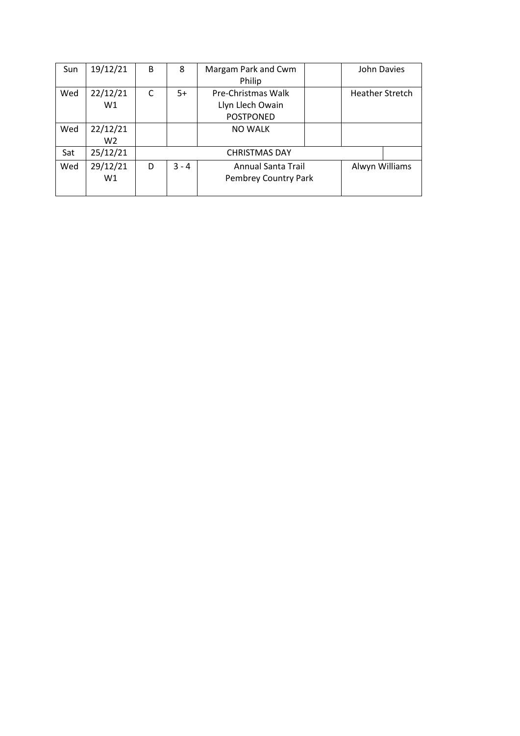| | | | | | | |
|---|---|---|---|---|---|---|
| Sun | 19/12/21 | B | 8 | Margam Park and Cwm Philip | | John Davies |
| Wed | 22/12/21 W1 | C | 5+ | Pre-Christmas Walk Llyn Llech Owain POSTPONED | | Heather Stretch |
| Wed | 22/12/21 W2 | | | NO WALK | | |
| Sat | 25/12/21 | | | CHRISTMAS DAY | | |
| Wed | 29/12/21 W1 | D | 3 - 4 | Annual Santa Trail Pembrey Country Park | | Alwyn Williams |